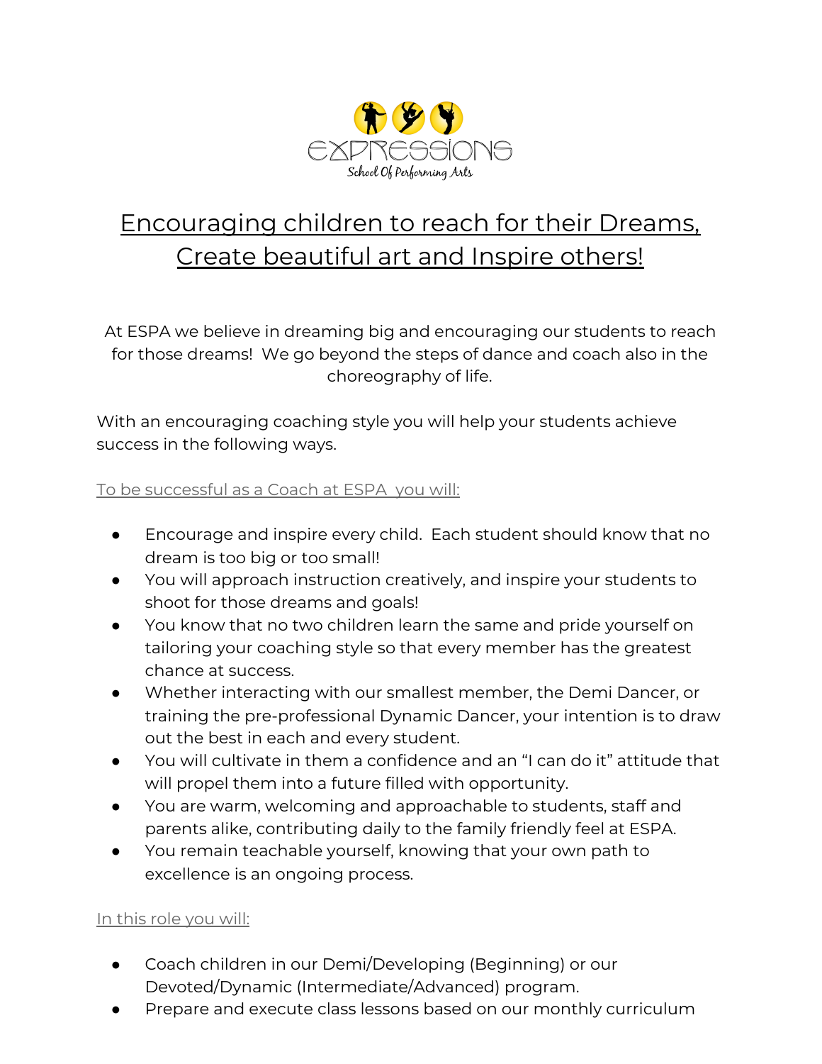EXPRESSIONS

School Of Performing Arts

# Encouraging children to reach for their Dreams, Create beautiful art and Inspire others!

At ESPA we believe in dreaming big and encouraging our students to reach for those dreams! We go beyond the steps of dance and coach also in the choreography of life.

With an encouraging coaching style you will help your students achieve success in the following ways.

## To be successful as a Coach at ESPA you will:

- Encourage and inspire every child. Each student should know that no dream is too big or too small!
- You will approach instruction creatively, and inspire your students to shoot for those dreams and goals!
- You know that no two children learn the same and pride yourself on tailoring your coaching style so that every member has the greatest chance at success.
- Whether interacting with our smallest member, the Demi Dancer, or training the pre-professional Dynamic Dancer, your intention is to draw out the best in each and every student.
- You will cultivate in them a confidence and an "I can do it" attitude that will propel them into a future filled with opportunity.
- You are warm, welcoming and approachable to students, staff and parents alike, contributing daily to the family friendly feel at ESPA.
- You remain teachable yourself, knowing that your own path to excellence is an ongoing process.

## In this role you will:

- Coach children in our Demi/Developing (Beginning) or our Devoted/Dynamic (Intermediate/Advanced) program.
- Prepare and execute class lessons based on our monthly curriculum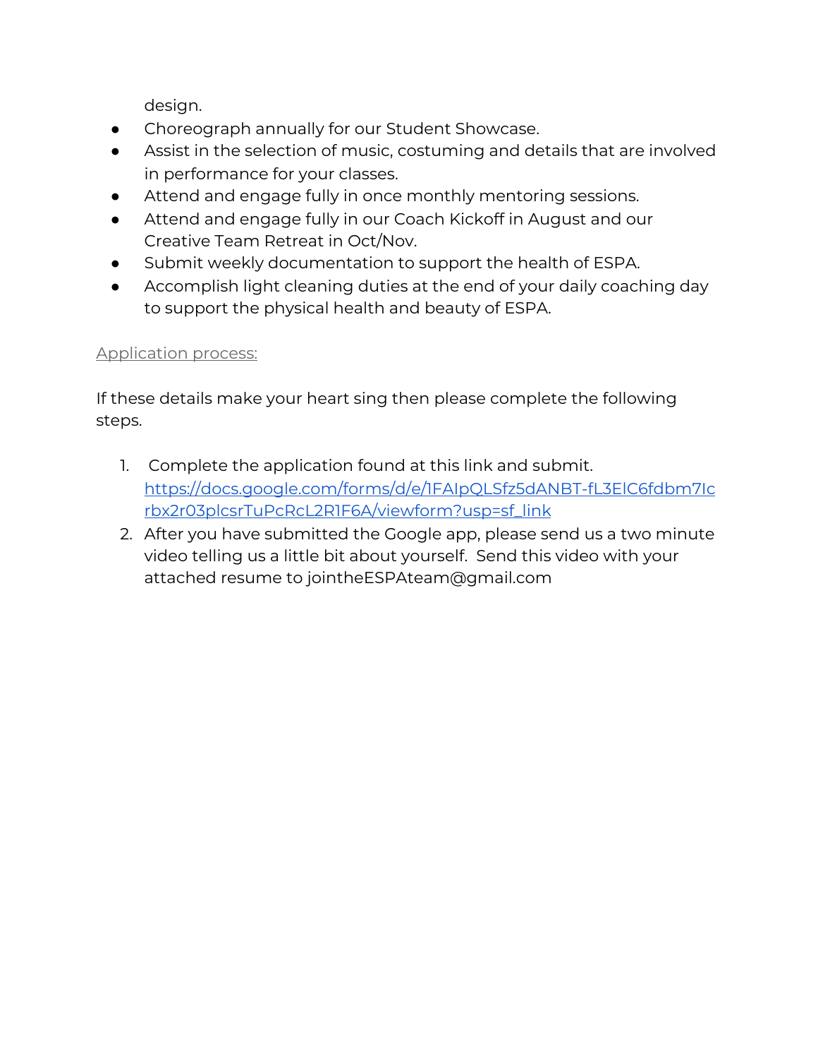design.

- Choreograph annually for our Student Showcase.
- Assist in the selection of music, costuming and details that are involved in performance for your classes.
- Attend and engage fully in once monthly mentoring sessions.
- Attend and engage fully in our Coach Kickoff in August and our Creative Team Retreat in Oct/Nov.
- Submit weekly documentation to support the health of ESPA.
- Accomplish light cleaning duties at the end of your daily coaching day to support the physical health and beauty of ESPA.

Application process:

If these details make your heart sing then please complete the following steps.

1. Complete the application found at this link and submit. https://docs.google.com/forms/d/e/1FAIpQLSfz5dANBT-fL3ElC6fdbm7Icrbx2r03plcsrTuPcRcL2R1F6A/viewform?usp=sf_link
2. After you have submitted the Google app, please send us a two minute video telling us a little bit about yourself. Send this video with your attached resume to jointheESPAteam@gmail.com